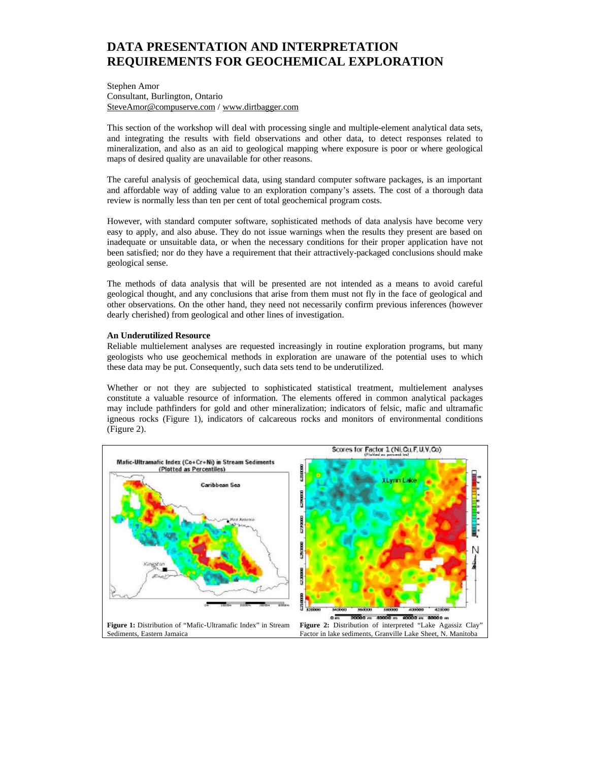# DATA PRESENTATION AND INTERPRETATION REQUIREMENTS FOR GEOCHEMICAL EXPLORATION

Stephen Amor
Consultant, Burlington, Ontario
SteveAmor@compuserve.com / www.dirtbagger.com

This section of the workshop will deal with processing single and multiple-element analytical data sets, and integrating the results with field observations and other data, to detect responses related to mineralization, and also as an aid to geological mapping where exposure is poor or where geological maps of desired quality are unavailable for other reasons.

The careful analysis of geochemical data, using standard computer software packages, is an important and affordable way of adding value to an exploration company's assets. The cost of a thorough data review is normally less than ten per cent of total geochemical program costs.

However, with standard computer software, sophisticated methods of data analysis have become very easy to apply, and also abuse. They do not issue warnings when the results they present are based on inadequate or unsuitable data, or when the necessary conditions for their proper application have not been satisfied; nor do they have a requirement that their attractively-packaged conclusions should make geological sense.

The methods of data analysis that will be presented are not intended as a means to avoid careful geological thought, and any conclusions that arise from them must not fly in the face of geological and other observations. On the other hand, they need not necessarily confirm previous inferences (however dearly cherished) from geological and other lines of investigation.

### An Underutilized Resource

Reliable multielement analyses are requested increasingly in routine exploration programs, but many geologists who use geochemical methods in exploration are unaware of the potential uses to which these data may be put. Consequently, such data sets tend to be underutilized.

Whether or not they are subjected to sophisticated statistical treatment, multielement analyses constitute a valuable resource of information. The elements offered in common analytical packages may include pathfinders for gold and other mineralization; indicators of felsic, mafic and ultramafic igneous rocks (Figure 1), indicators of calcareous rocks and monitors of environmental conditions (Figure 2).

**Figure 1:** Distribution of "Mafic-Ultramafic Index" in Stream Sediments, Eastern Jamaica

**Figure 2:** Distribution of interpreted "Lake Agassiz Clay" Factor in lake sediments, Granville Lake Sheet, N. Manitoba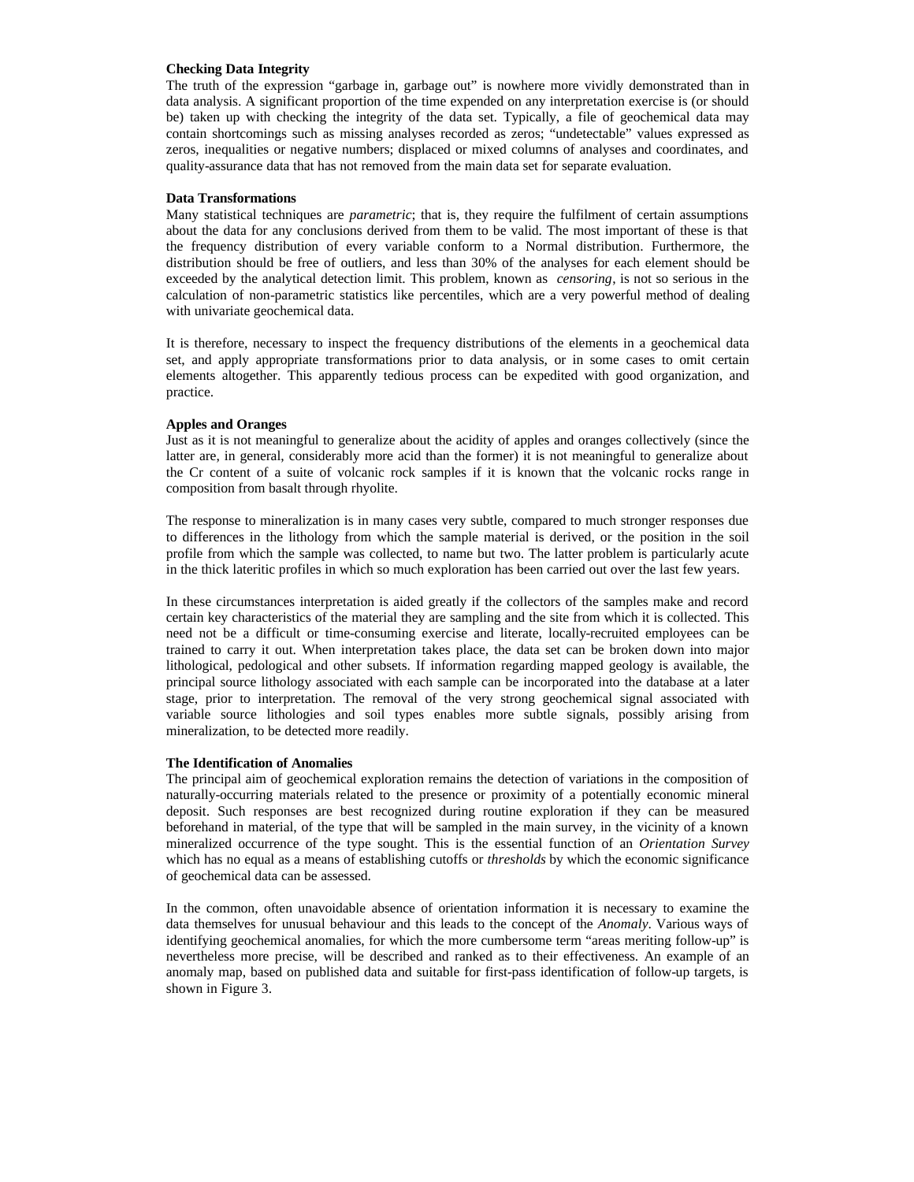**Checking Data Integrity**

The truth of the expression "garbage in, garbage out" is nowhere more vividly demonstrated than in data analysis. A significant proportion of the time expended on any interpretation exercise is (or should be) taken up with checking the integrity of the data set. Typically, a file of geochemical data may contain shortcomings such as missing analyses recorded as zeros; "undetectable" values expressed as zeros, inequalities or negative numbers; displaced or mixed columns of analyses and coordinates, and quality-assurance data that has not removed from the main data set for separate evaluation.

**Data Transformations**

Many statistical techniques are *parametric*; that is, they require the fulfilment of certain assumptions about the data for any conclusions derived from them to be valid. The most important of these is that the frequency distribution of every variable conform to a Normal distribution. Furthermore, the distribution should be free of outliers, and less than 30% of the analyses for each element should be exceeded by the analytical detection limit. This problem, known as *censoring*, is not so serious in the calculation of non-parametric statistics like percentiles, which are a very powerful method of dealing with univariate geochemical data.

It is therefore, necessary to inspect the frequency distributions of the elements in a geochemical data set, and apply appropriate transformations prior to data analysis, or in some cases to omit certain elements altogether. This apparently tedious process can be expedited with good organization, and practice.

**Apples and Oranges**

Just as it is not meaningful to generalize about the acidity of apples and oranges collectively (since the latter are, in general, considerably more acid than the former) it is not meaningful to generalize about the Cr content of a suite of volcanic rock samples if it is known that the volcanic rocks range in composition from basalt through rhyolite.

The response to mineralization is in many cases very subtle, compared to much stronger responses due to differences in the lithology from which the sample material is derived, or the position in the soil profile from which the sample was collected, to name but two. The latter problem is particularly acute in the thick lateritic profiles in which so much exploration has been carried out over the last few years.

In these circumstances interpretation is aided greatly if the collectors of the samples make and record certain key characteristics of the material they are sampling and the site from which it is collected. This need not be a difficult or time-consuming exercise and literate, locally-recruited employees can be trained to carry it out. When interpretation takes place, the data set can be broken down into major lithological, pedological and other subsets. If information regarding mapped geology is available, the principal source lithology associated with each sample can be incorporated into the database at a later stage, prior to interpretation. The removal of the very strong geochemical signal associated with variable source lithologies and soil types enables more subtle signals, possibly arising from mineralization, to be detected more readily.

**The Identification of Anomalies**

The principal aim of geochemical exploration remains the detection of variations in the composition of naturally-occurring materials related to the presence or proximity of a potentially economic mineral deposit. Such responses are best recognized during routine exploration if they can be measured beforehand in material, of the type that will be sampled in the main survey, in the vicinity of a known mineralized occurrence of the type sought. This is the essential function of an *Orientation Survey* which has no equal as a means of establishing cutoffs or *thresholds* by which the economic significance of geochemical data can be assessed.

In the common, often unavoidable absence of orientation information it is necessary to examine the data themselves for unusual behaviour and this leads to the concept of the *Anomaly*. Various ways of identifying geochemical anomalies, for which the more cumbersome term "areas meriting follow-up" is nevertheless more precise, will be described and ranked as to their effectiveness. An example of an anomaly map, based on published data and suitable for first-pass identification of follow-up targets, is shown in Figure 3.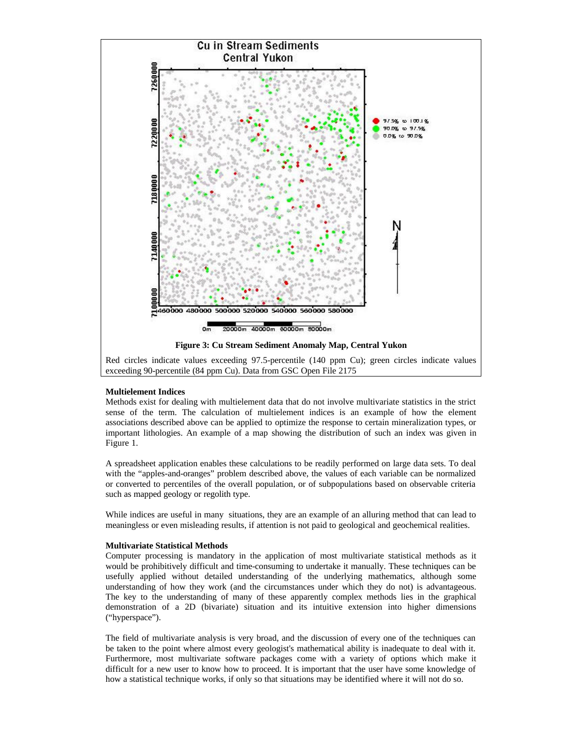**Figure 3: Cu Stream Sediment Anomaly Map, Central Yukon**

Red circles indicate values exceeding 97.5-percentile (140 ppm Cu); green circles indicate values exceeding 90-percentile (84 ppm Cu). Data from GSC Open File 2175

**Multielement Indices**

Methods exist for dealing with multielement data that do not involve multivariate statistics in the strict sense of the term. The calculation of multielement indices is an example of how the element associations described above can be applied to optimize the response to certain mineralization types, or important lithologies. An example of a map showing the distribution of such an index was given in Figure 1.

A spreadsheet application enables these calculations to be readily performed on large data sets. To deal with the "apples-and-oranges" problem described above, the values of each variable can be normalized or converted to percentiles of the overall population, or of subpopulations based on observable criteria such as mapped geology or regolith type.

While indices are useful in many situations, they are an example of an alluring method that can lead to meaningless or even misleading results, if attention is not paid to geological and geochemical realities.

**Multivariate Statistical Methods**

Computer processing is mandatory in the application of most multivariate statistical methods as it would be prohibitively difficult and time-consuming to undertake it manually. These techniques can be usefully applied without detailed understanding of the underlying mathematics, although some understanding of how they work (and the circumstances under which they do not) is advantageous. The key to the understanding of many of these apparently complex methods lies in the graphical demonstration of a 2D (bivariate) situation and its intuitive extension into higher dimensions ("hyperspace").

The field of multivariate analysis is very broad, and the discussion of every one of the techniques can be taken to the point where almost every geologist's mathematical ability is inadequate to deal with it. Furthermore, most multivariate software packages come with a variety of options which make it difficult for a new user to know how to proceed. It is important that the user have some knowledge of how a statistical technique works, if only so that situations may be identified where it will not do so.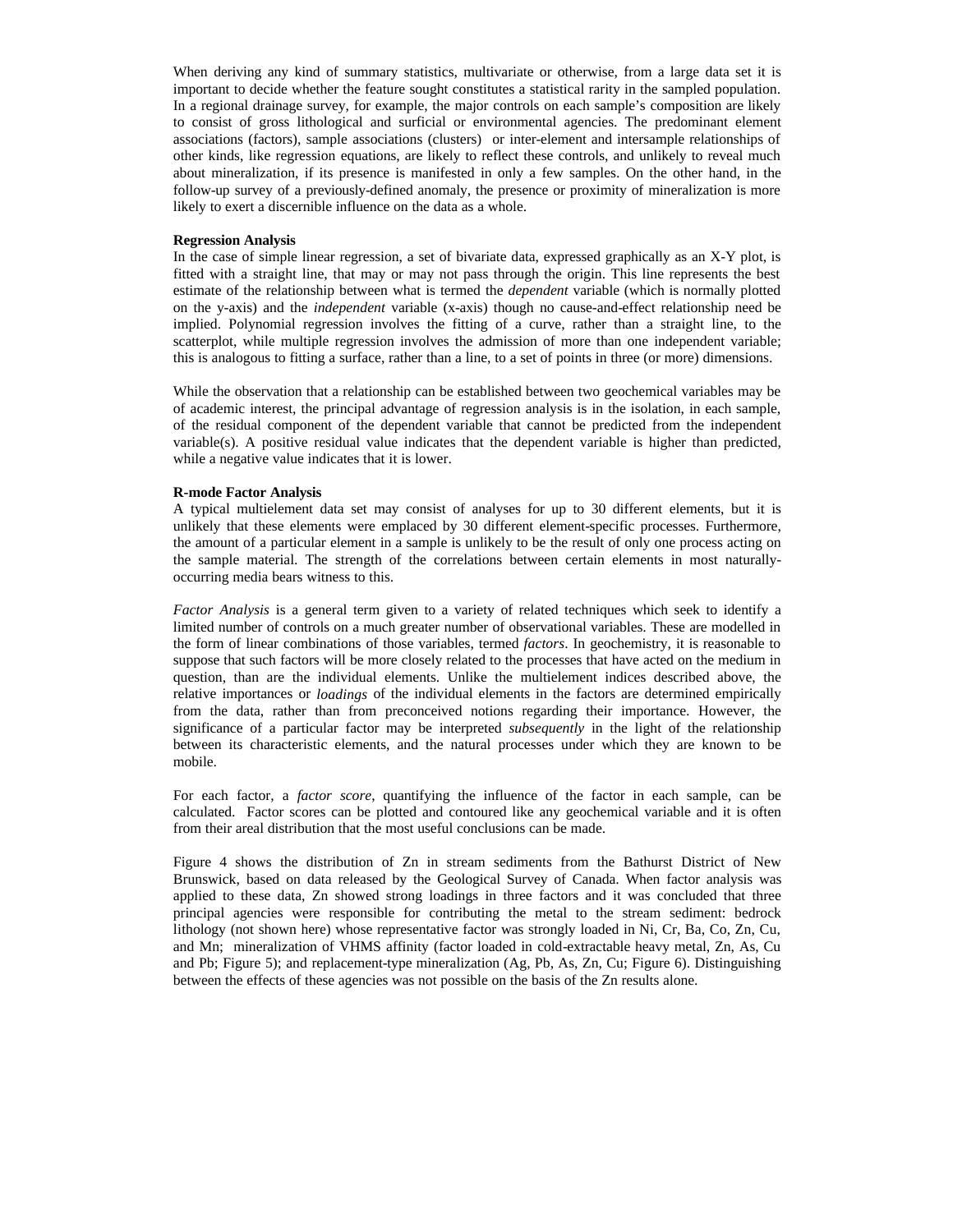When deriving any kind of summary statistics, multivariate or otherwise, from a large data set it is important to decide whether the feature sought constitutes a statistical rarity in the sampled population. In a regional drainage survey, for example, the major controls on each sample's composition are likely to consist of gross lithological and surficial or environmental agencies. The predominant element associations (factors), sample associations (clusters) or inter-element and intersample relationships of other kinds, like regression equations, are likely to reflect these controls, and unlikely to reveal much about mineralization, if its presence is manifested in only a few samples. On the other hand, in the follow-up survey of a previously-defined anomaly, the presence or proximity of mineralization is more likely to exert a discernible influence on the data as a whole.

**Regression Analysis**

In the case of simple linear regression, a set of bivariate data, expressed graphically as an X-Y plot, is fitted with a straight line, that may or may not pass through the origin. This line represents the best estimate of the relationship between what is termed the *dependent* variable (which is normally plotted on the y-axis) and the *independent* variable (x-axis) though no cause-and-effect relationship need be implied. Polynomial regression involves the fitting of a curve, rather than a straight line, to the scatterplot, while multiple regression involves the admission of more than one independent variable; this is analogous to fitting a surface, rather than a line, to a set of points in three (or more) dimensions.

While the observation that a relationship can be established between two geochemical variables may be of academic interest, the principal advantage of regression analysis is in the isolation, in each sample, of the residual component of the dependent variable that cannot be predicted from the independent variable(s). A positive residual value indicates that the dependent variable is higher than predicted, while a negative value indicates that it is lower.

**R-mode Factor Analysis**

A typical multielement data set may consist of analyses for up to 30 different elements, but it is unlikely that these elements were emplaced by 30 different element-specific processes. Furthermore, the amount of a particular element in a sample is unlikely to be the result of only one process acting on the sample material. The strength of the correlations between certain elements in most naturally-occurring media bears witness to this.

*Factor Analysis* is a general term given to a variety of related techniques which seek to identify a limited number of controls on a much greater number of observational variables. These are modelled in the form of linear combinations of those variables, termed *factors*. In geochemistry, it is reasonable to suppose that such factors will be more closely related to the processes that have acted on the medium in question, than are the individual elements. Unlike the multielement indices described above, the relative importances or *loadings* of the individual elements in the factors are determined empirically from the data, rather than from preconceived notions regarding their importance. However, the significance of a particular factor may be interpreted *subsequently* in the light of the relationship between its characteristic elements, and the natural processes under which they are known to be mobile.

For each factor, a *factor score*, quantifying the influence of the factor in each sample, can be calculated. Factor scores can be plotted and contoured like any geochemical variable and it is often from their areal distribution that the most useful conclusions can be made.

Figure 4 shows the distribution of Zn in stream sediments from the Bathurst District of New Brunswick, based on data released by the Geological Survey of Canada. When factor analysis was applied to these data, Zn showed strong loadings in three factors and it was concluded that three principal agencies were responsible for contributing the metal to the stream sediment: bedrock lithology (not shown here) whose representative factor was strongly loaded in Ni, Cr, Ba, Co, Zn, Cu, and Mn; mineralization of VHMS affinity (factor loaded in cold-extractable heavy metal, Zn, As, Cu and Pb; Figure 5); and replacement-type mineralization (Ag, Pb, As, Zn, Cu; Figure 6). Distinguishing between the effects of these agencies was not possible on the basis of the Zn results alone.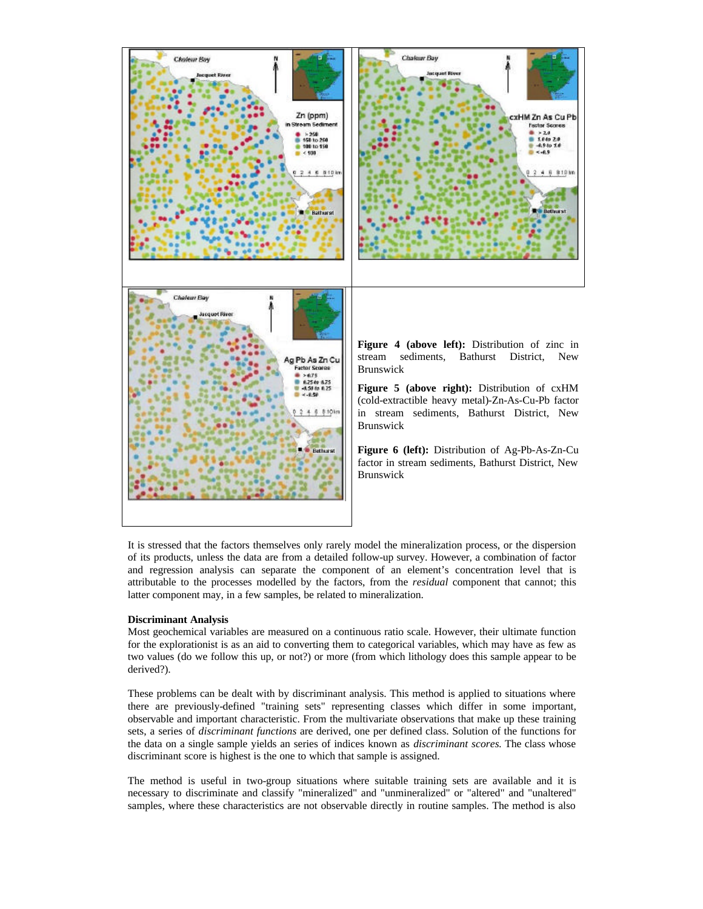**Figure 4 (above left):** Distribution of zinc in stream sediments, Bathurst District, New Brunswick

**Figure 5 (above right):** Distribution of cxHM (cold-extractible heavy metal)-Zn-As-Cu-Pb factor in stream sediments, Bathurst District, New Brunswick

**Figure 6 (left):** Distribution of Ag-Pb-As-Zn-Cu factor in stream sediments, Bathurst District, New Brunswick

It is stressed that the factors themselves only rarely model the mineralization process, or the dispersion of its products, unless the data are from a detailed follow-up survey. However, a combination of factor and regression analysis can separate the component of an element's concentration level that is attributable to the processes modelled by the factors, from the *residual* component that cannot; this latter component may, in a few samples, be related to mineralization.

**Discriminant Analysis**

Most geochemical variables are measured on a continuous ratio scale. However, their ultimate function for the explorationist is as an aid to converting them to categorical variables, which may have as few as two values (do we follow this up, or not?) or more (from which lithology does this sample appear to be derived?).

These problems can be dealt with by discriminant analysis. This method is applied to situations where there are previously-defined "training sets" representing classes which differ in some important, observable and important characteristic. From the multivariate observations that make up these training sets, a series of *discriminant functions* are derived, one per defined class. Solution of the functions for the data on a single sample yields an series of indices known as *discriminant scores.* The class whose discriminant score is highest is the one to which that sample is assigned.

The method is useful in two-group situations where suitable training sets are available and it is necessary to discriminate and classify "mineralized" and "unmineralized" or "altered" and "unaltered" samples, where these characteristics are not observable directly in routine samples. The method is also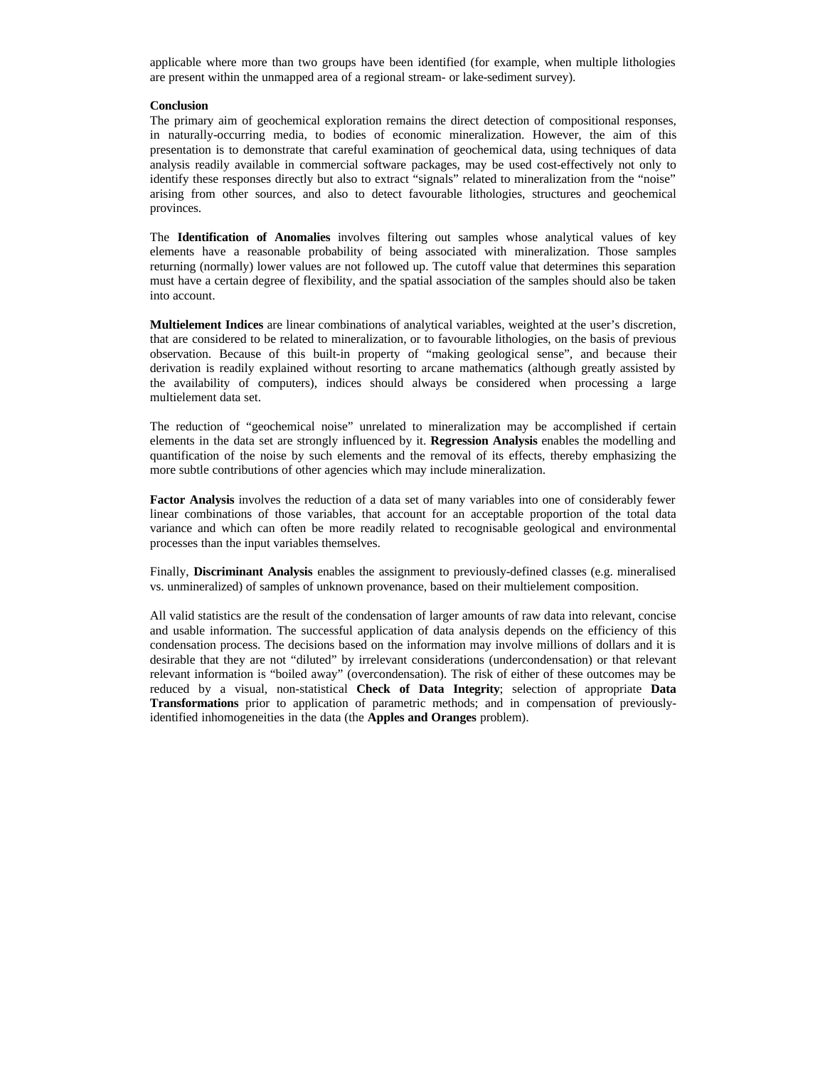applicable where more than two groups have been identified (for example, when multiple lithologies are present within the unmapped area of a regional stream- or lake-sediment survey).

**Conclusion**

The primary aim of geochemical exploration remains the direct detection of compositional responses, in naturally-occurring media, to bodies of economic mineralization. However, the aim of this presentation is to demonstrate that careful examination of geochemical data, using techniques of data analysis readily available in commercial software packages, may be used cost-effectively not only to identify these responses directly but also to extract "signals" related to mineralization from the "noise" arising from other sources, and also to detect favourable lithologies, structures and geochemical provinces.

The **Identification of Anomalies** involves filtering out samples whose analytical values of key elements have a reasonable probability of being associated with mineralization. Those samples returning (normally) lower values are not followed up. The cutoff value that determines this separation must have a certain degree of flexibility, and the spatial association of the samples should also be taken into account.

**Multielement Indices** are linear combinations of analytical variables, weighted at the user's discretion, that are considered to be related to mineralization, or to favourable lithologies, on the basis of previous observation. Because of this built-in property of "making geological sense", and because their derivation is readily explained without resorting to arcane mathematics (although greatly assisted by the availability of computers), indices should always be considered when processing a large multielement data set.

The reduction of "geochemical noise" unrelated to mineralization may be accomplished if certain elements in the data set are strongly influenced by it. **Regression Analysis** enables the modelling and quantification of the noise by such elements and the removal of its effects, thereby emphasizing the more subtle contributions of other agencies which may include mineralization.

**Factor Analysis** involves the reduction of a data set of many variables into one of considerably fewer linear combinations of those variables, that account for an acceptable proportion of the total data variance and which can often be more readily related to recognisable geological and environmental processes than the input variables themselves.

Finally, **Discriminant Analysis** enables the assignment to previously-defined classes (e.g. mineralised vs. unmineralized) of samples of unknown provenance, based on their multielement composition.

All valid statistics are the result of the condensation of larger amounts of raw data into relevant, concise and usable information. The successful application of data analysis depends on the efficiency of this condensation process. The decisions based on the information may involve millions of dollars and it is desirable that they are not "diluted" by irrelevant considerations (undercondensation) or that relevant relevant information is "boiled away" (overcondensation). The risk of either of these outcomes may be reduced by a visual, non-statistical **Check of Data Integrity**; selection of appropriate **Data Transformations** prior to application of parametric methods; and in compensation of previously-identified inhomogeneities in the data (the **Apples and Oranges** problem).